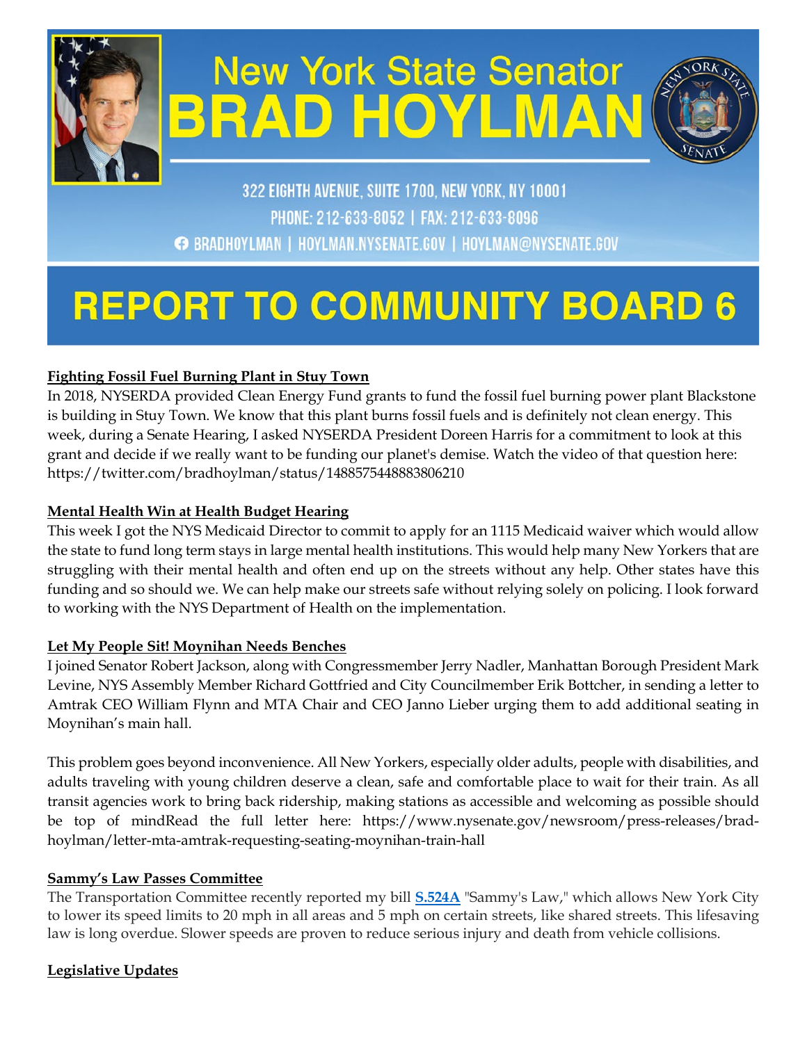# New York State Senator BRAD HOYLMAN

322 EIGHTH AVENUE, SUITE 1700, NEW YORK, NY 10001

PHONE: 212-633-8052 | FAX: 212-633-8096

BRADHOYLMAN | HOYLMAN.NYSENATE.GOV | HOYLMAN@NYSENATE.GOV

# REPORT TO COMMUNITY BOARD 6

**Fighting Fossil Fuel Burning Plant in Stuy Town**

In 2018, NYSERDA provided Clean Energy Fund grants to fund the fossil fuel burning power plant Blackstone is building in Stuy Town. We know that this plant burns fossil fuels and is definitely not clean energy. This week, during a Senate Hearing, I asked NYSERDA President Doreen Harris for a commitment to look at this grant and decide if we really want to be funding our planet's demise. Watch the video of that question here: https://twitter.com/bradhoylman/status/1488575448883806210

**Mental Health Win at Health Budget Hearing**

This week I got the NYS Medicaid Director to commit to apply for an 1115 Medicaid waiver which would allow the state to fund long term stays in large mental health institutions. This would help many New Yorkers that are struggling with their mental health and often end up on the streets without any help. Other states have this funding and so should we. We can help make our streets safe without relying solely on policing. I look forward to working with the NYS Department of Health on the implementation.

**Let My People Sit! Moynihan Needs Benches**

I joined Senator Robert Jackson, along with Congressmember Jerry Nadler, Manhattan Borough President Mark Levine, NYS Assembly Member Richard Gottfried and City Councilmember Erik Bottcher, in sending a letter to Amtrak CEO William Flynn and MTA Chair and CEO Janno Lieber urging them to add additional seating in Moynihan's main hall.

This problem goes beyond inconvenience. All New Yorkers, especially older adults, people with disabilities, and adults traveling with young children deserve a clean, safe and comfortable place to wait for their train. As all transit agencies work to bring back ridership, making stations as accessible and welcoming as possible should be top of mindRead the full letter here: https://www.nysenate.gov/newsroom/press-releases/brad-hoylman/letter-mta-amtrak-requesting-seating-moynihan-train-hall

**Sammy's Law Passes Committee**

The Transportation Committee recently reported my bill **S.524A** "Sammy's Law," which allows New York City to lower its speed limits to 20 mph in all areas and 5 mph on certain streets, like shared streets. This lifesaving law is long overdue. Slower speeds are proven to reduce serious injury and death from vehicle collisions.

**Legislative Updates**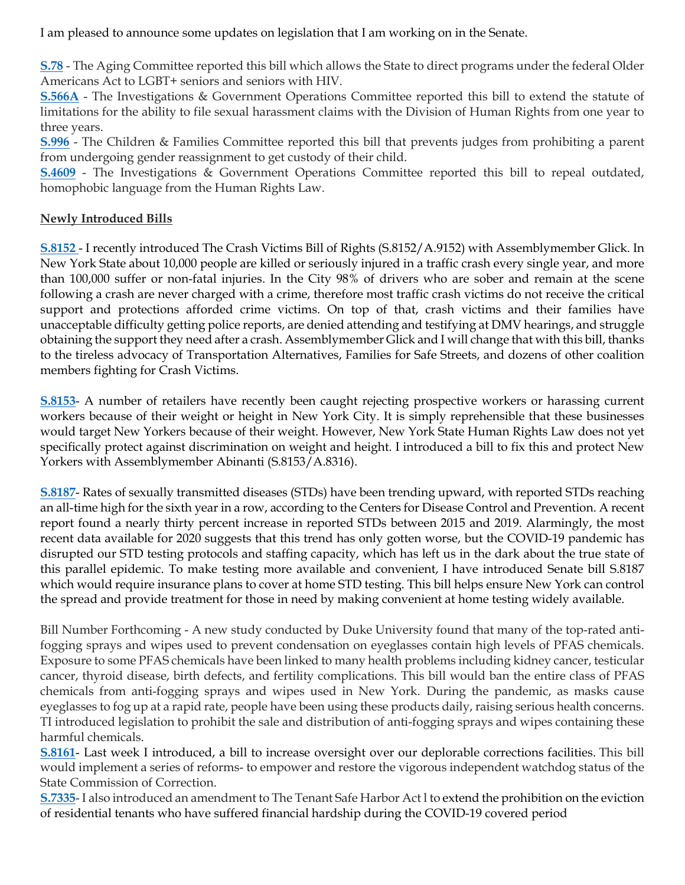I am pleased to announce some updates on legislation that I am working on in the Senate.

**S.78** - The Aging Committee reported this bill which allows the State to direct programs under the federal Older Americans Act to LGBT+ seniors and seniors with HIV.
**S.566A** - The Investigations & Government Operations Committee reported this bill to extend the statute of limitations for the ability to file sexual harassment claims with the Division of Human Rights from one year to three years.
**S.996** - The Children & Families Committee reported this bill that prevents judges from prohibiting a parent from undergoing gender reassignment to get custody of their child.
**S.4609** - The Investigations & Government Operations Committee reported this bill to repeal outdated, homophobic language from the Human Rights Law.

**Newly Introduced Bills**

**S.8152** - I recently introduced The Crash Victims Bill of Rights (S.8152/A.9152) with Assemblymember Glick. In New York State about 10,000 people are killed or seriously injured in a traffic crash every single year, and more than 100,000 suffer or non-fatal injuries. In the City 98% of drivers who are sober and remain at the scene following a crash are never charged with a crime, therefore most traffic crash victims do not receive the critical support and protections afforded crime victims. On top of that, crash victims and their families have unacceptable difficulty getting police reports, are denied attending and testifying at DMV hearings, and struggle obtaining the support they need after a crash. Assemblymember Glick and I will change that with this bill, thanks to the tireless advocacy of Transportation Alternatives, Families for Safe Streets, and dozens of other coalition members fighting for Crash Victims.

**S.8153**- A number of retailers have recently been caught rejecting prospective workers or harassing current workers because of their weight or height in New York City. It is simply reprehensible that these businesses would target New Yorkers because of their weight. However, New York State Human Rights Law does not yet specifically protect against discrimination on weight and height. I introduced a bill to fix this and protect New Yorkers with Assemblymember Abinanti (S.8153/A.8316).

**S.8187**- Rates of sexually transmitted diseases (STDs) have been trending upward, with reported STDs reaching an all-time high for the sixth year in a row, according to the Centers for Disease Control and Prevention. A recent report found a nearly thirty percent increase in reported STDs between 2015 and 2019. Alarmingly, the most recent data available for 2020 suggests that this trend has only gotten worse, but the COVID-19 pandemic has disrupted our STD testing protocols and staffing capacity, which has left us in the dark about the true state of this parallel epidemic. To make testing more available and convenient, I have introduced Senate bill S.8187 which would require insurance plans to cover at home STD testing. This bill helps ensure New York can control the spread and provide treatment for those in need by making convenient at home testing widely available.

Bill Number Forthcoming - A new study conducted by Duke University found that many of the top-rated anti-fogging sprays and wipes used to prevent condensation on eyeglasses contain high levels of PFAS chemicals. Exposure to some PFAS chemicals have been linked to many health problems including kidney cancer, testicular cancer, thyroid disease, birth defects, and fertility complications. This bill would ban the entire class of PFAS chemicals from anti-fogging sprays and wipes used in New York. During the pandemic, as masks cause eyeglasses to fog up at a rapid rate, people have been using these products daily, raising serious health concerns. TI introduced legislation to prohibit the sale and distribution of anti-fogging sprays and wipes containing these harmful chemicals.
**S.8161**- Last week I introduced, a bill to increase oversight over our deplorable corrections facilities. This bill would implement a series of reforms- to empower and restore the vigorous independent watchdog status of the State Commission of Correction.
**S.7335**- I also introduced an amendment to The Tenant Safe Harbor Act l to extend the prohibition on the eviction of residential tenants who have suffered financial hardship during the COVID-19 covered period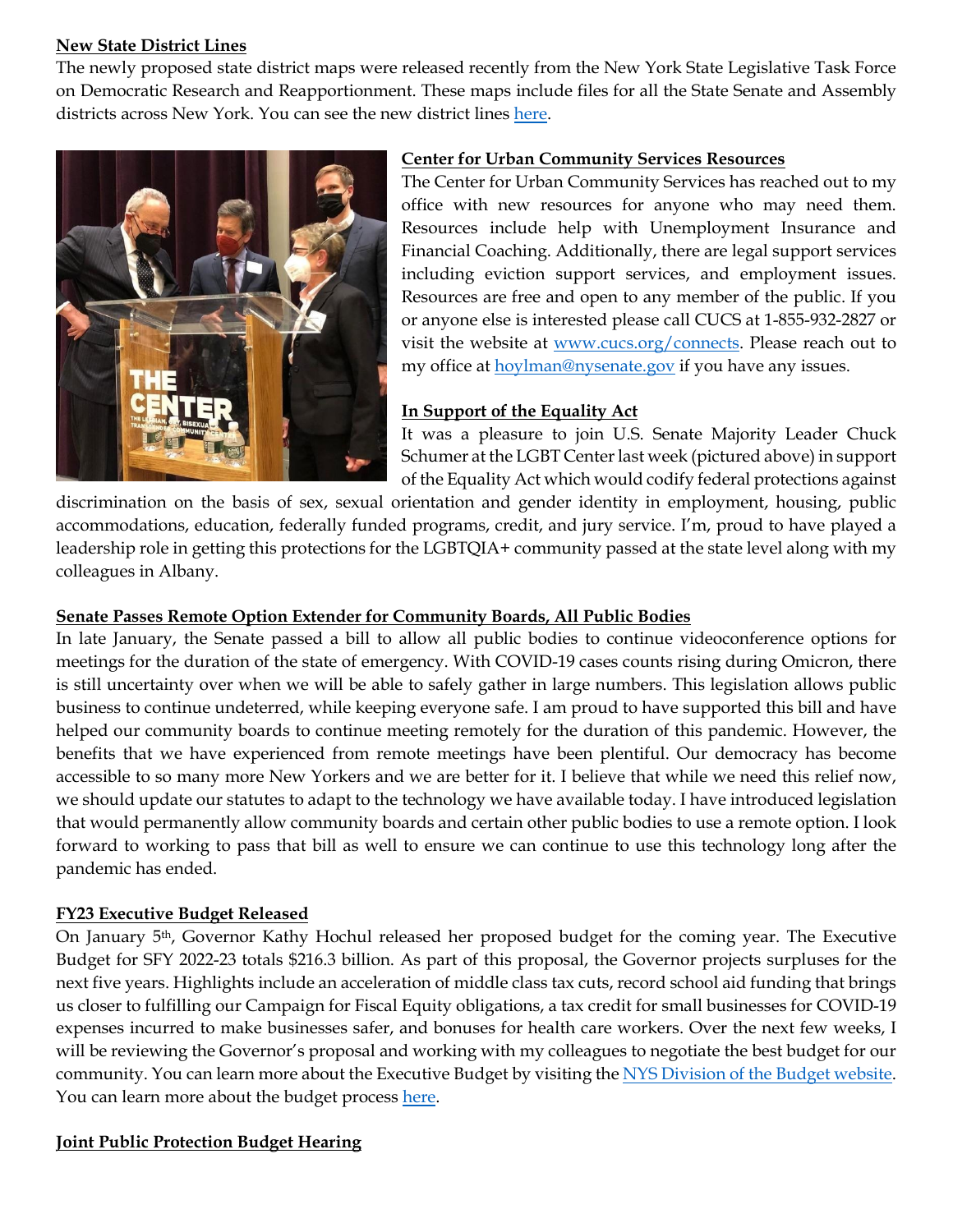**New State District Lines**

The newly proposed state district maps were released recently from the New York State Legislative Task Force on Democratic Research and Reapportionment. These maps include files for all the State Senate and Assembly districts across New York. You can see the new district lines here.

**Center for Urban Community Services Resources**

The Center for Urban Community Services has reached out to my office with new resources for anyone who may need them. Resources include help with Unemployment Insurance and Financial Coaching. Additionally, there are legal support services including eviction support services, and employment issues. Resources are free and open to any member of the public. If you or anyone else is interested please call CUCS at 1-855-932-2827 or visit the website at www.cucs.org/connects. Please reach out to my office at hoylman@nysenate.gov if you have any issues.

**In Support of the Equality Act**

It was a pleasure to join U.S. Senate Majority Leader Chuck Schumer at the LGBT Center last week (pictured above) in support of the Equality Act which would codify federal protections against discrimination on the basis of sex, sexual orientation and gender identity in employment, housing, public accommodations, education, federally funded programs, credit, and jury service. I'm, proud to have played a leadership role in getting this protections for the LGBTQIA+ community passed at the state level along with my colleagues in Albany.

**Senate Passes Remote Option Extender for Community Boards, All Public Bodies**

In late January, the Senate passed a bill to allow all public bodies to continue videoconference options for meetings for the duration of the state of emergency. With COVID-19 cases counts rising during Omicron, there is still uncertainty over when we will be able to safely gather in large numbers. This legislation allows public business to continue undeterred, while keeping everyone safe. I am proud to have supported this bill and have helped our community boards to continue meeting remotely for the duration of this pandemic. However, the benefits that we have experienced from remote meetings have been plentiful. Our democracy has become accessible to so many more New Yorkers and we are better for it. I believe that while we need this relief now, we should update our statutes to adapt to the technology we have available today. I have introduced legislation that would permanently allow community boards and certain other public bodies to use a remote option. I look forward to working to pass that bill as well to ensure we can continue to use this technology long after the pandemic has ended.

**FY23 Executive Budget Released**

On January 5th, Governor Kathy Hochul released her proposed budget for the coming year. The Executive Budget for SFY 2022-23 totals $216.3 billion. As part of this proposal, the Governor projects surpluses for the next five years. Highlights include an acceleration of middle class tax cuts, record school aid funding that brings us closer to fulfilling our Campaign for Fiscal Equity obligations, a tax credit for small businesses for COVID-19 expenses incurred to make businesses safer, and bonuses for health care workers. Over the next few weeks, I will be reviewing the Governor's proposal and working with my colleagues to negotiate the best budget for our community. You can learn more about the Executive Budget by visiting the NYS Division of the Budget website. You can learn more about the budget process here.

**Joint Public Protection Budget Hearing**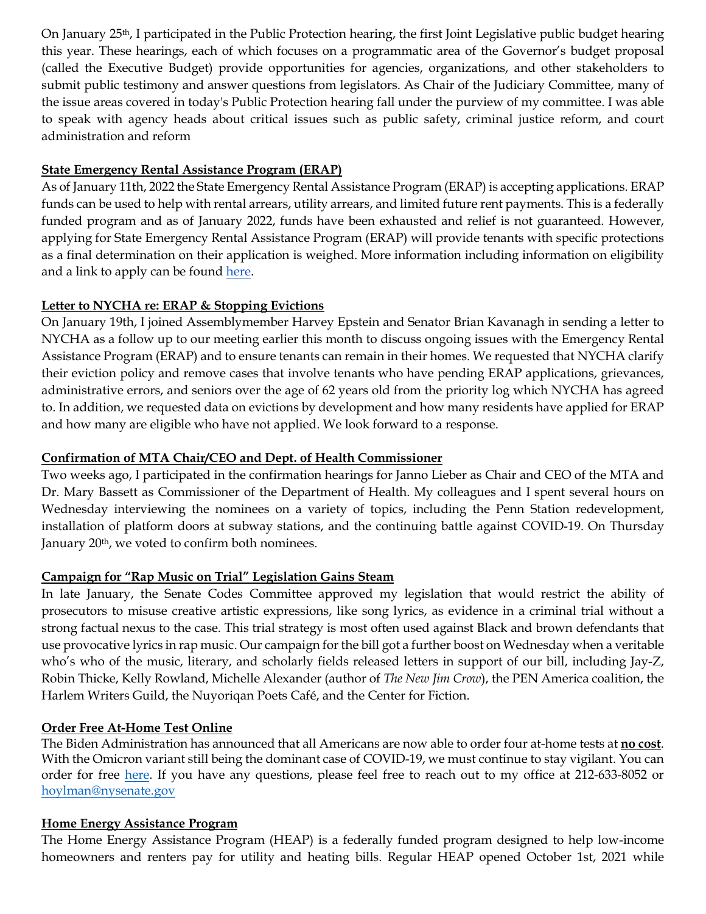On January 25th, I participated in the Public Protection hearing, the first Joint Legislative public budget hearing this year. These hearings, each of which focuses on a programmatic area of the Governor's budget proposal (called the Executive Budget) provide opportunities for agencies, organizations, and other stakeholders to submit public testimony and answer questions from legislators. As Chair of the Judiciary Committee, many of the issue areas covered in today's Public Protection hearing fall under the purview of my committee. I was able to speak with agency heads about critical issues such as public safety, criminal justice reform, and court administration and reform

**State Emergency Rental Assistance Program (ERAP)**

As of January 11th, 2022 the State Emergency Rental Assistance Program (ERAP) is accepting applications. ERAP funds can be used to help with rental arrears, utility arrears, and limited future rent payments. This is a federally funded program and as of January 2022, funds have been exhausted and relief is not guaranteed. However, applying for State Emergency Rental Assistance Program (ERAP) will provide tenants with specific protections as a final determination on their application is weighed. More information including information on eligibility and a link to apply can be found here.

**Letter to NYCHA re: ERAP & Stopping Evictions**

On January 19th, I joined Assemblymember Harvey Epstein and Senator Brian Kavanagh in sending a letter to NYCHA as a follow up to our meeting earlier this month to discuss ongoing issues with the Emergency Rental Assistance Program (ERAP) and to ensure tenants can remain in their homes. We requested that NYCHA clarify their eviction policy and remove cases that involve tenants who have pending ERAP applications, grievances, administrative errors, and seniors over the age of 62 years old from the priority log which NYCHA has agreed to. In addition, we requested data on evictions by development and how many residents have applied for ERAP and how many are eligible who have not applied. We look forward to a response.

**Confirmation of MTA Chair/CEO and Dept. of Health Commissioner**

Two weeks ago, I participated in the confirmation hearings for Janno Lieber as Chair and CEO of the MTA and Dr. Mary Bassett as Commissioner of the Department of Health. My colleagues and I spent several hours on Wednesday interviewing the nominees on a variety of topics, including the Penn Station redevelopment, installation of platform doors at subway stations, and the continuing battle against COVID-19. On Thursday January 20th, we voted to confirm both nominees.

**Campaign for "Rap Music on Trial" Legislation Gains Steam**

In late January, the Senate Codes Committee approved my legislation that would restrict the ability of prosecutors to misuse creative artistic expressions, like song lyrics, as evidence in a criminal trial without a strong factual nexus to the case. This trial strategy is most often used against Black and brown defendants that use provocative lyrics in rap music. Our campaign for the bill got a further boost on Wednesday when a veritable who's who of the music, literary, and scholarly fields released letters in support of our bill, including Jay-Z, Robin Thicke, Kelly Rowland, Michelle Alexander (author of *The New Jim Crow*), the PEN America coalition, the Harlem Writers Guild, the Nuyoriqan Poets Café, and the Center for Fiction.

**Order Free At-Home Test Online**

The Biden Administration has announced that all Americans are now able to order four at-home tests at **no cost**. With the Omicron variant still being the dominant case of COVID-19, we must continue to stay vigilant. You can order for free here. If you have any questions, please feel free to reach out to my office at 212-633-8052 or hoylman@nysenate.gov

**Home Energy Assistance Program**

The Home Energy Assistance Program (HEAP) is a federally funded program designed to help low-income homeowners and renters pay for utility and heating bills. Regular HEAP opened October 1st, 2021 while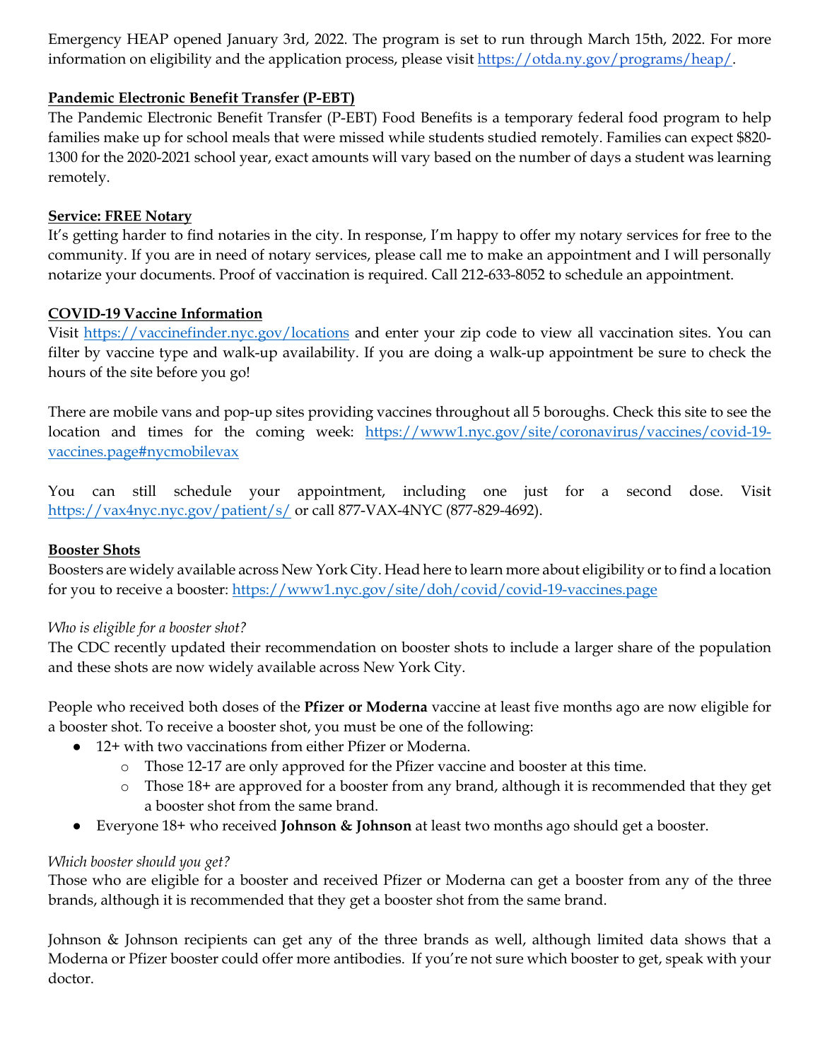Emergency HEAP opened January 3rd, 2022. The program is set to run through March 15th, 2022. For more information on eligibility and the application process, please visit [https://otda.ny.gov/programs/heap/](https://otda.ny.gov/programs/heap/).

**Pandemic Electronic Benefit Transfer (P-EBT)**

The Pandemic Electronic Benefit Transfer (P-EBT) Food Benefits is a temporary federal food program to help families make up for school meals that were missed while students studied remotely. Families can expect $820-1300 for the 2020-2021 school year, exact amounts will vary based on the number of days a student was learning remotely.

**Service: FREE Notary**

It's getting harder to find notaries in the city. In response, I'm happy to offer my notary services for free to the community. If you are in need of notary services, please call me to make an appointment and I will personally notarize your documents. Proof of vaccination is required. Call 212-633-8052 to schedule an appointment.

**COVID-19 Vaccine Information**

Visit [https://vaccinefinder.nyc.gov/locations](https://vaccinefinder.nyc.gov/locations) and enter your zip code to view all vaccination sites. You can filter by vaccine type and walk-up availability. If you are doing a walk-up appointment be sure to check the hours of the site before you go!

There are mobile vans and pop-up sites providing vaccines throughout all 5 boroughs. Check this site to see the location and times for the coming week: [https://www1.nyc.gov/site/coronavirus/vaccines/covid-19-vaccines.page#nycmobilevax](https://www1.nyc.gov/site/coronavirus/vaccines/covid-19-vaccines.page#nycmobilevax)

You can still schedule your appointment, including one just for a second dose. Visit [https://vax4nyc.nyc.gov/patient/s/](https://vax4nyc.nyc.gov/patient/s/) or call 877-VAX-4NYC (877-829-4692).

**Booster Shots**

Boosters are widely available across New York City. Head here to learn more about eligibility or to find a location for you to receive a booster: [https://www1.nyc.gov/site/doh/covid/covid-19-vaccines.page](https://www1.nyc.gov/site/doh/covid/covid-19-vaccines.page)

*Who is eligible for a booster shot?*

The CDC recently updated their recommendation on booster shots to include a larger share of the population and these shots are now widely available across New York City.

People who received both doses of the **Pfizer or Moderna** vaccine at least five months ago are now eligible for a booster shot. To receive a booster shot, you must be one of the following:

- 12+ with two vaccinations from either Pfizer or Moderna.
  - Those 12-17 are only approved for the Pfizer vaccine and booster at this time.
  - Those 18+ are approved for a booster from any brand, although it is recommended that they get a booster shot from the same brand.
- Everyone 18+ who received **Johnson & Johnson** at least two months ago should get a booster.

*Which booster should you get?*

Those who are eligible for a booster and received Pfizer or Moderna can get a booster from any of the three brands, although it is recommended that they get a booster shot from the same brand.

Johnson & Johnson recipients can get any of the three brands as well, although limited data shows that a Moderna or Pfizer booster could offer more antibodies. If you're not sure which booster to get, speak with your doctor.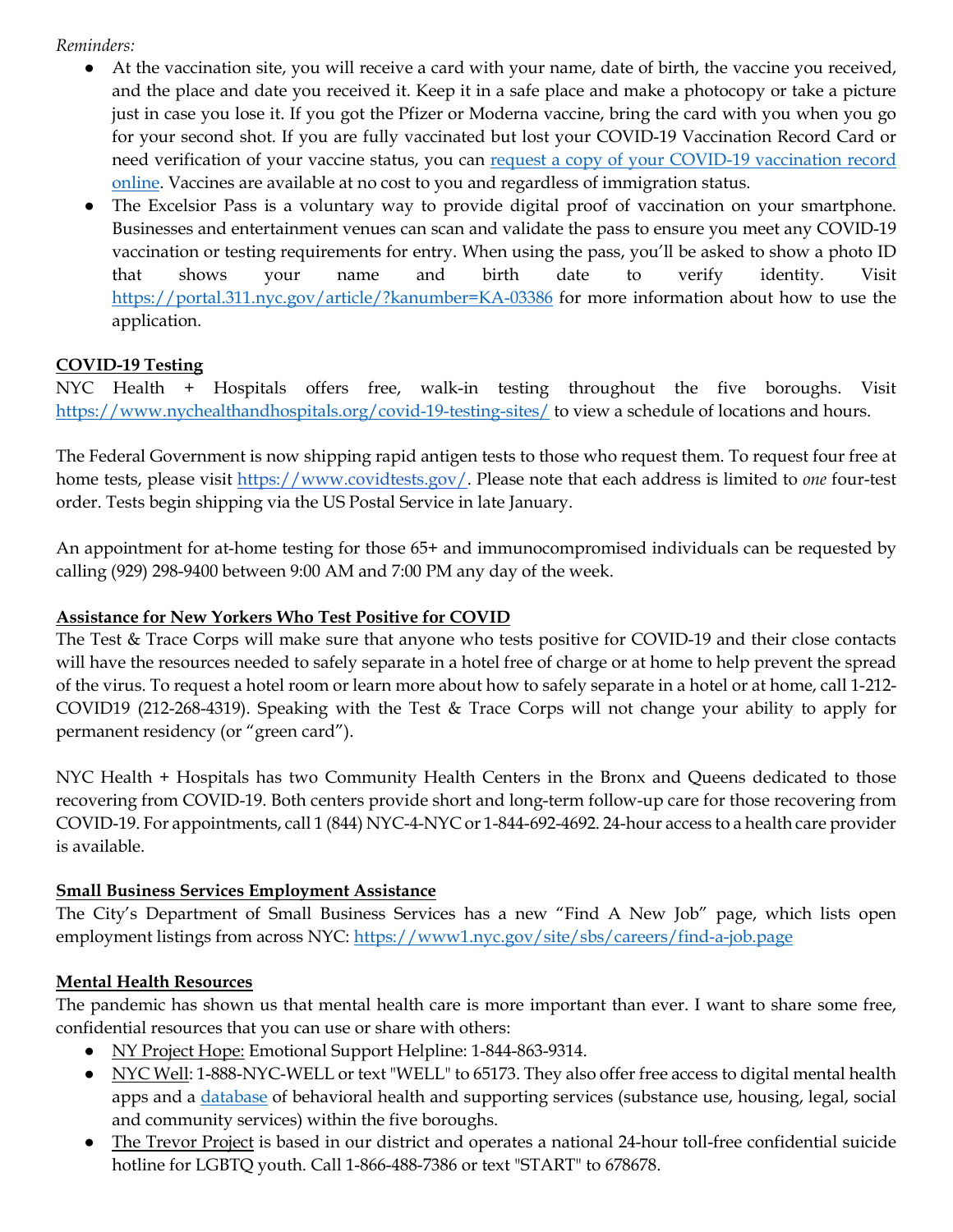*Reminders:*

- At the vaccination site, you will receive a card with your name, date of birth, the vaccine you received, and the place and date you received it. Keep it in a safe place and make a photocopy or take a picture just in case you lose it. If you got the Pfizer or Moderna vaccine, bring the card with you when you go for your second shot. If you are fully vaccinated but lost your COVID-19 Vaccination Record Card or need verification of your vaccine status, you can request a copy of your COVID-19 vaccination record online. Vaccines are available at no cost to you and regardless of immigration status.
- The Excelsior Pass is a voluntary way to provide digital proof of vaccination on your smartphone. Businesses and entertainment venues can scan and validate the pass to ensure you meet any COVID-19 vaccination or testing requirements for entry. When using the pass, you'll be asked to show a photo ID that shows your name and birth date to verify identity. Visit https://portal.311.nyc.gov/article/?kanumber=KA-03386 for more information about how to use the application.

**COVID-19 Testing**

NYC Health + Hospitals offers free, walk-in testing throughout the five boroughs. Visit https://www.nychealthandhospitals.org/covid-19-testing-sites/ to view a schedule of locations and hours.

The Federal Government is now shipping rapid antigen tests to those who request them. To request four free at home tests, please visit https://www.covidtests.gov/. Please note that each address is limited to *one* four-test order. Tests begin shipping via the US Postal Service in late January.

An appointment for at-home testing for those 65+ and immunocompromised individuals can be requested by calling (929) 298-9400 between 9:00 AM and 7:00 PM any day of the week.

**Assistance for New Yorkers Who Test Positive for COVID**

The Test & Trace Corps will make sure that anyone who tests positive for COVID-19 and their close contacts will have the resources needed to safely separate in a hotel free of charge or at home to help prevent the spread of the virus. To request a hotel room or learn more about how to safely separate in a hotel or at home, call 1-212-COVID19 (212-268-4319). Speaking with the Test & Trace Corps will not change your ability to apply for permanent residency (or "green card").

NYC Health + Hospitals has two Community Health Centers in the Bronx and Queens dedicated to those recovering from COVID-19. Both centers provide short and long-term follow-up care for those recovering from COVID-19. For appointments, call 1 (844) NYC-4-NYC or 1-844-692-4692. 24-hour access to a health care provider is available.

**Small Business Services Employment Assistance**

The City's Department of Small Business Services has a new "Find A New Job" page, which lists open employment listings from across NYC: https://www1.nyc.gov/site/sbs/careers/find-a-job.page

**Mental Health Resources**

The pandemic has shown us that mental health care is more important than ever. I want to share some free, confidential resources that you can use or share with others:

- NY Project Hope: Emotional Support Helpline: 1-844-863-9314.
- NYC Well: 1-888-NYC-WELL or text "WELL" to 65173. They also offer free access to digital mental health apps and a database of behavioral health and supporting services (substance use, housing, legal, social and community services) within the five boroughs.
- The Trevor Project is based in our district and operates a national 24-hour toll-free confidential suicide hotline for LGBTQ youth. Call 1-866-488-7386 or text "START" to 678678.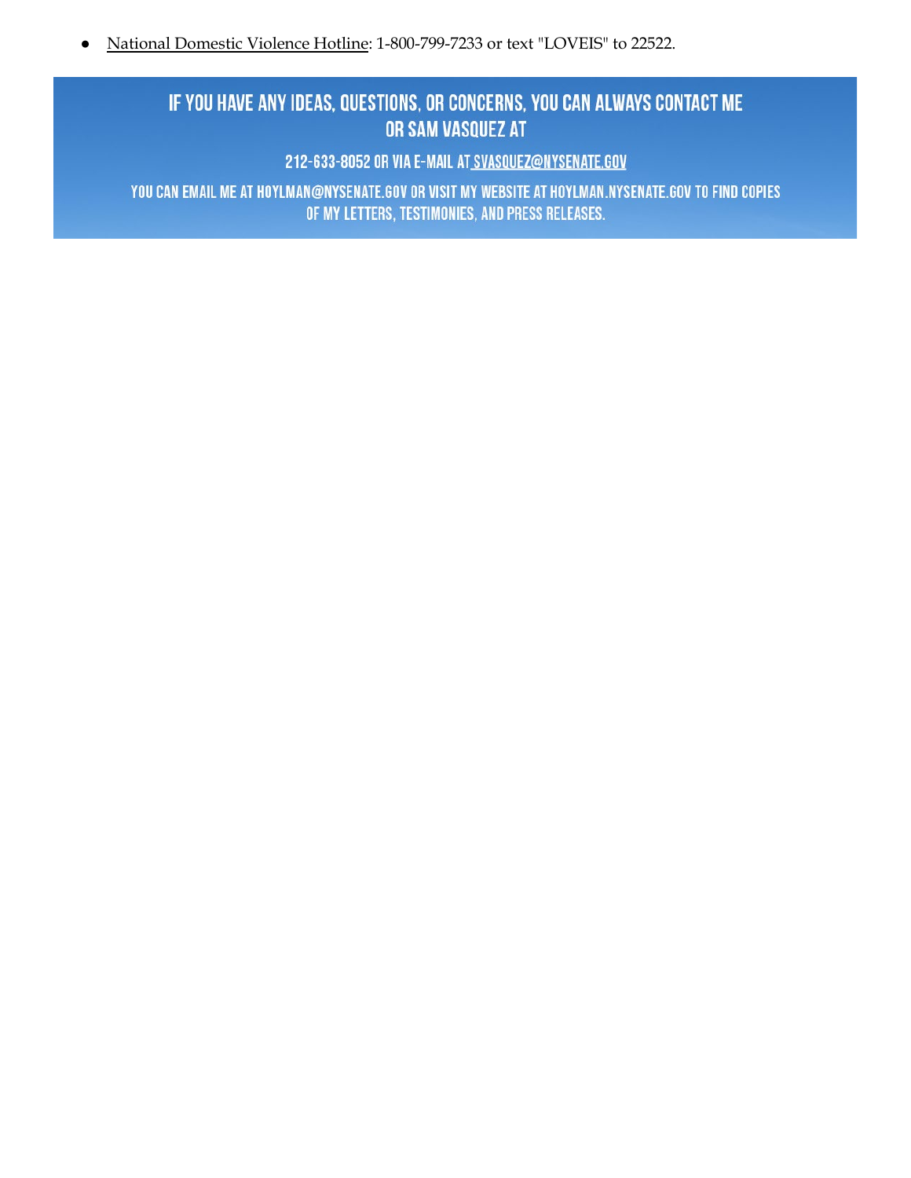- National Domestic Violence Hotline: 1-800-799-7233 or text "LOVEIS" to 22522.

**IF YOU HAVE ANY IDEAS, QUESTIONS, OR CONCERNS, YOU CAN ALWAYS CONTACT ME OR SAM VASQUEZ AT**

**212-633-8052 OR VIA E-MAIL AT SVASQUEZ@NYSENATE.GOV**

**YOU CAN EMAIL ME AT HOYLMAN@NYSENATE.GOV OR VISIT MY WEBSITE AT HOYLMAN.NYSENATE.GOV TO FIND COPIES OF MY LETTERS, TESTIMONIES, AND PRESS RELEASES.**